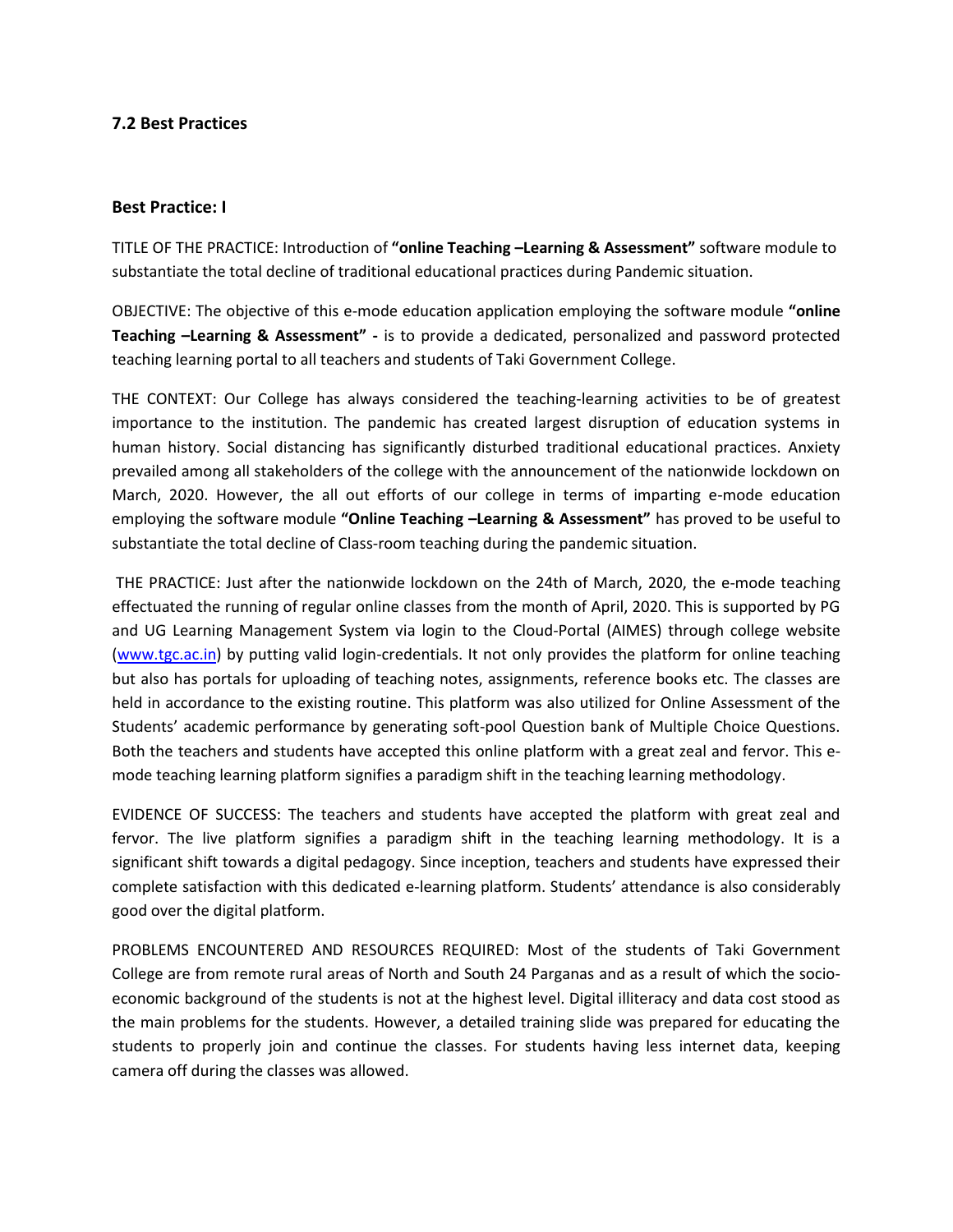### 7.2 Best Practices

### Best Practice: I

TITLE OF THE PRACTICE: Introduction of **"online Teaching –Learning & Assessment"** software module to substantiate the total decline of traditional educational practices during Pandemic situation.

OBJECTIVE: The objective of this e-mode education application employing the software module **"online Teaching –Learning & Assessment" -** is to provide a dedicated, personalized and password protected teaching learning portal to all teachers and students of Taki Government College.

THE CONTEXT: Our College has always considered the teaching-learning activities to be of greatest importance to the institution. The pandemic has created largest disruption of education systems in human history. Social distancing has significantly disturbed traditional educational practices. Anxiety prevailed among all stakeholders of the college with the announcement of the nationwide lockdown on March, 2020. However, the all out efforts of our college in terms of imparting e-mode education employing the software module **"Online Teaching –Learning & Assessment"** has proved to be useful to substantiate the total decline of Class-room teaching during the pandemic situation.

THE PRACTICE: Just after the nationwide lockdown on the 24th of March, 2020, the e-mode teaching effectuated the running of regular online classes from the month of April, 2020. This is supported by PG and UG Learning Management System via login to the Cloud-Portal (AIMES) through college website ([www.tgc.ac.in](www.tgc.ac.in)) by putting valid login-credentials. It not only provides the platform for online teaching but also has portals for uploading of teaching notes, assignments, reference books etc. The classes are held in accordance to the existing routine. This platform was also utilized for Online Assessment of the Students' academic performance by generating soft-pool Question bank of Multiple Choice Questions. Both the teachers and students have accepted this online platform with a great zeal and fervor. This e-mode teaching learning platform signifies a paradigm shift in the teaching learning methodology.

EVIDENCE OF SUCCESS: The teachers and students have accepted the platform with great zeal and fervor. The live platform signifies a paradigm shift in the teaching learning methodology. It is a significant shift towards a digital pedagogy. Since inception, teachers and students have expressed their complete satisfaction with this dedicated e-learning platform. Students' attendance is also considerably good over the digital platform.

PROBLEMS ENCOUNTERED AND RESOURCES REQUIRED: Most of the students of Taki Government College are from remote rural areas of North and South 24 Parganas and as a result of which the socio-economic background of the students is not at the highest level. Digital illiteracy and data cost stood as the main problems for the students. However, a detailed training slide was prepared for educating the students to properly join and continue the classes. For students having less internet data, keeping camera off during the classes was allowed.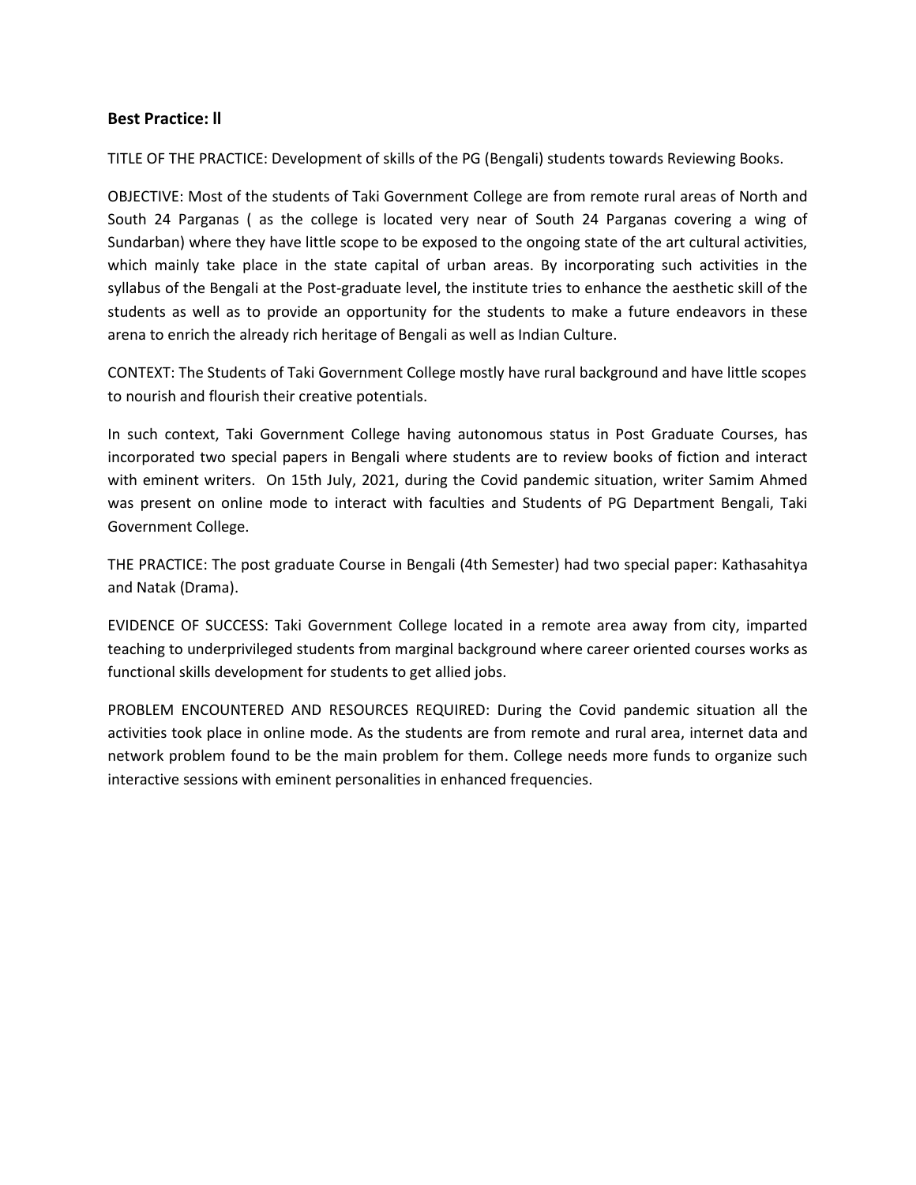### Best Practice: ll

TITLE OF THE PRACTICE: Development of skills of the PG (Bengali) students towards Reviewing Books.

OBJECTIVE: Most of the students of Taki Government College are from remote rural areas of North and South 24 Parganas ( as the college is located very near of South 24 Parganas covering a wing of Sundarban) where they have little scope to be exposed to the ongoing state of the art cultural activities, which mainly take place in the state capital of urban areas. By incorporating such activities in the syllabus of the Bengali at the Post-graduate level, the institute tries to enhance the aesthetic skill of the students as well as to provide an opportunity for the students to make a future endeavors in these arena to enrich the already rich heritage of Bengali as well as Indian Culture.

CONTEXT: The Students of Taki Government College mostly have rural background and have little scopes to nourish and flourish their creative potentials.

In such context, Taki Government College having autonomous status in Post Graduate Courses, has incorporated two special papers in Bengali where students are to review books of fiction and interact with eminent writers. On 15th July, 2021, during the Covid pandemic situation, writer Samim Ahmed was present on online mode to interact with faculties and Students of PG Department Bengali, Taki Government College.

THE PRACTICE: The post graduate Course in Bengali (4th Semester) had two special paper: Kathasahitya and Natak (Drama).

EVIDENCE OF SUCCESS: Taki Government College located in a remote area away from city, imparted teaching to underprivileged students from marginal background where career oriented courses works as functional skills development for students to get allied jobs.

PROBLEM ENCOUNTERED AND RESOURCES REQUIRED: During the Covid pandemic situation all the activities took place in online mode. As the students are from remote and rural area, internet data and network problem found to be the main problem for them. College needs more funds to organize such interactive sessions with eminent personalities in enhanced frequencies.